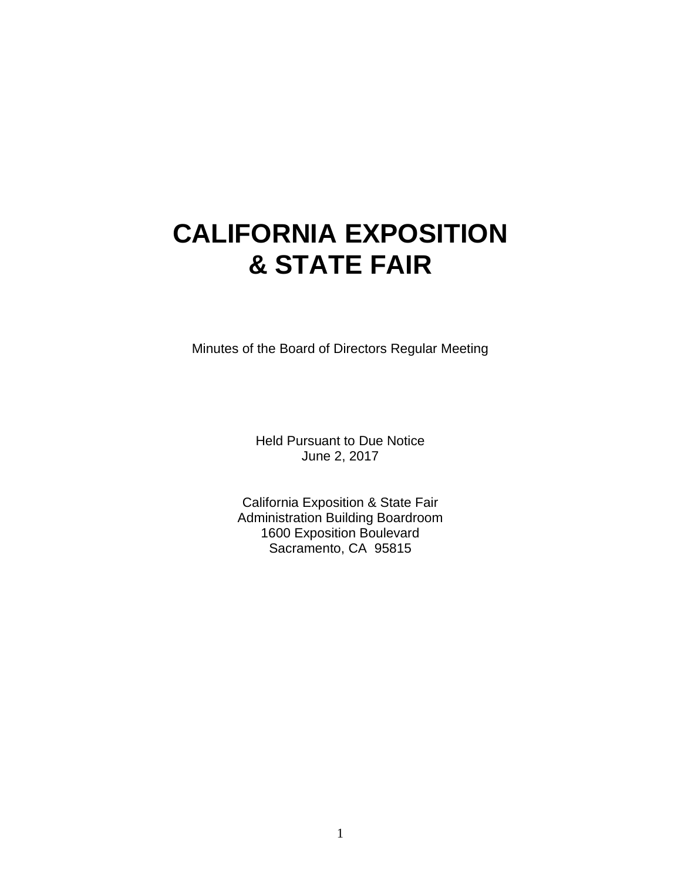# CALIFORNIA EXPOSITION & STATE FAIR

Minutes of the Board of Directors Regular Meeting

Held Pursuant to Due Notice
June 2, 2017

California Exposition & State Fair
Administration Building Boardroom
1600 Exposition Boulevard
Sacramento, CA 95815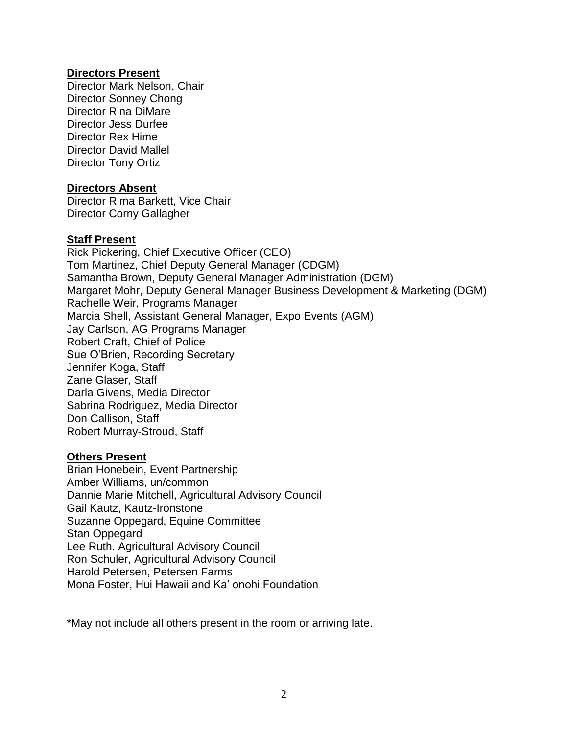**Directors Present**
Director Mark Nelson, Chair
Director Sonney Chong
Director Rina DiMare
Director Jess Durfee
Director Rex Hime
Director David Mallel
Director Tony Ortiz

**Directors Absent**
Director Rima Barkett, Vice Chair
Director Corny Gallagher

**Staff Present**
Rick Pickering, Chief Executive Officer (CEO)
Tom Martinez, Chief Deputy General Manager (CDGM)
Samantha Brown, Deputy General Manager Administration (DGM)
Margaret Mohr, Deputy General Manager Business Development & Marketing (DGM)
Rachelle Weir, Programs Manager
Marcia Shell, Assistant General Manager, Expo Events (AGM)
Jay Carlson, AG Programs Manager
Robert Craft, Chief of Police
Sue O'Brien, Recording Secretary
Jennifer Koga, Staff
Zane Glaser, Staff
Darla Givens, Media Director
Sabrina Rodriguez, Media Director
Don Callison, Staff
Robert Murray-Stroud, Staff

**Others Present**
Brian Honebein, Event Partnership
Amber Williams, un/common
Dannie Marie Mitchell, Agricultural Advisory Council
Gail Kautz, Kautz-Ironstone
Suzanne Oppegard, Equine Committee
Stan Oppegard
Lee Ruth, Agricultural Advisory Council
Ron Schuler, Agricultural Advisory Council
Harold Petersen, Petersen Farms
Mona Foster, Hui Hawaii and Ka' onohi Foundation

*May not include all others present in the room or arriving late.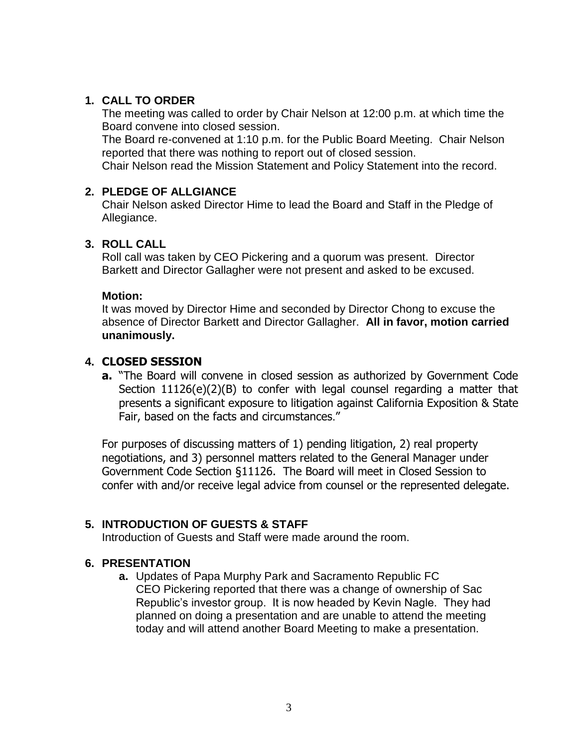1. **CALL TO ORDER**
   The meeting was called to order by Chair Nelson at 12:00 p.m. at which time the Board convene into closed session.
   The Board re-convened at 1:10 p.m. for the Public Board Meeting. Chair Nelson reported that there was nothing to report out of closed session.
   Chair Nelson read the Mission Statement and Policy Statement into the record.

2. **PLEDGE OF ALLGIANCE**
   Chair Nelson asked Director Hime to lead the Board and Staff in the Pledge of Allegiance.

3. **ROLL CALL**
   Roll call was taken by CEO Pickering and a quorum was present. Director Barkett and Director Gallagher were not present and asked to be excused.

   **Motion:**
   It was moved by Director Hime and seconded by Director Chong to excuse the absence of Director Barkett and Director Gallagher. **All in favor, motion carried unanimously.**

4. **CLOSED SESSION**
   **a.** "The Board will convene in closed session as authorized by Government Code Section 11126(e)(2)(B) to confer with legal counsel regarding a matter that presents a significant exposure to litigation against California Exposition & State Fair, based on the facts and circumstances."

   For purposes of discussing matters of 1) pending litigation, 2) real property negotiations, and 3) personnel matters related to the General Manager under Government Code Section §11126. The Board will meet in Closed Session to confer with and/or receive legal advice from counsel or the represented delegate.

5. **INTRODUCTION OF GUESTS & STAFF**
   Introduction of Guests and Staff were made around the room.

6. **PRESENTATION**
   **a.** Updates of Papa Murphy Park and Sacramento Republic FC
   CEO Pickering reported that there was a change of ownership of Sac Republic's investor group. It is now headed by Kevin Nagle. They had planned on doing a presentation and are unable to attend the meeting today and will attend another Board Meeting to make a presentation.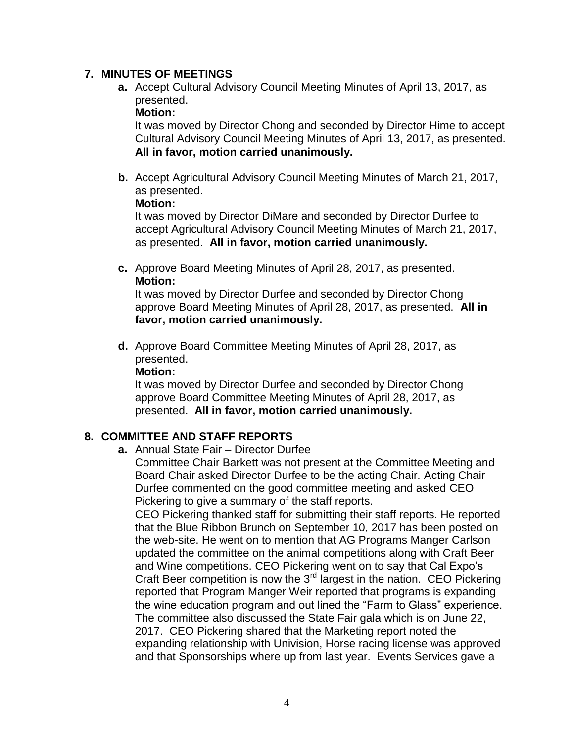## 7. MINUTES OF MEETINGS

**a.** Accept Cultural Advisory Council Meeting Minutes of April 13, 2017, as presented.
**Motion:**
It was moved by Director Chong and seconded by Director Hime to accept Cultural Advisory Council Meeting Minutes of April 13, 2017, as presented. **All in favor, motion carried unanimously.**

**b.** Accept Agricultural Advisory Council Meeting Minutes of March 21, 2017, as presented.
**Motion:**
It was moved by Director DiMare and seconded by Director Durfee to accept Agricultural Advisory Council Meeting Minutes of March 21, 2017, as presented. **All in favor, motion carried unanimously.**

**c.** Approve Board Meeting Minutes of April 28, 2017, as presented.
**Motion:**
It was moved by Director Durfee and seconded by Director Chong approve Board Meeting Minutes of April 28, 2017, as presented. **All in favor, motion carried unanimously.**

**d.** Approve Board Committee Meeting Minutes of April 28, 2017, as presented.
**Motion:**
It was moved by Director Durfee and seconded by Director Chong approve Board Committee Meeting Minutes of April 28, 2017, as presented. **All in favor, motion carried unanimously.**

## 8. COMMITTEE AND STAFF REPORTS

**a.** Annual State Fair – Director Durfee
Committee Chair Barkett was not present at the Committee Meeting and Board Chair asked Director Durfee to be the acting Chair. Acting Chair Durfee commented on the good committee meeting and asked CEO Pickering to give a summary of the staff reports.
CEO Pickering thanked staff for submitting their staff reports. He reported that the Blue Ribbon Brunch on September 10, 2017 has been posted on the web-site. He went on to mention that AG Programs Manger Carlson updated the committee on the animal competitions along with Craft Beer and Wine competitions. CEO Pickering went on to say that Cal Expo's Craft Beer competition is now the 3rd largest in the nation. CEO Pickering reported that Program Manger Weir reported that programs is expanding the wine education program and out lined the "Farm to Glass" experience. The committee also discussed the State Fair gala which is on June 22, 2017. CEO Pickering shared that the Marketing report noted the expanding relationship with Univision, Horse racing license was approved and that Sponsorships where up from last year. Events Services gave a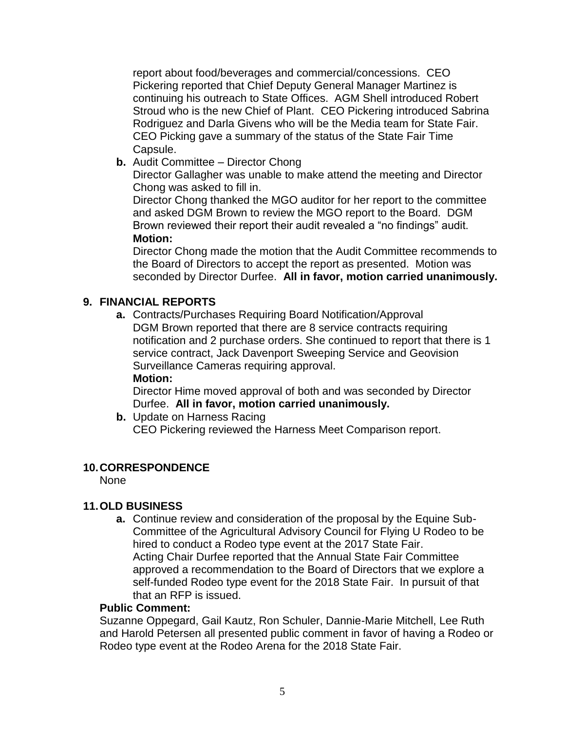report about food/beverages and commercial/concessions. CEO Pickering reported that Chief Deputy General Manager Martinez is continuing his outreach to State Offices. AGM Shell introduced Robert Stroud who is the new Chief of Plant. CEO Pickering introduced Sabrina Rodriguez and Darla Givens who will be the Media team for State Fair. CEO Picking gave a summary of the status of the State Fair Time Capsule.

**b.** Audit Committee – Director Chong
Director Gallagher was unable to make attend the meeting and Director Chong was asked to fill in.
Director Chong thanked the MGO auditor for her report to the committee and asked DGM Brown to review the MGO report to the Board. DGM Brown reviewed their report their audit revealed a "no findings" audit.
**Motion:**
Director Chong made the motion that the Audit Committee recommends to the Board of Directors to accept the report as presented. Motion was seconded by Director Durfee. **All in favor, motion carried unanimously.**

## 9. FINANCIAL REPORTS

**a.** Contracts/Purchases Requiring Board Notification/Approval
DGM Brown reported that there are 8 service contracts requiring notification and 2 purchase orders. She continued to report that there is 1 service contract, Jack Davenport Sweeping Service and Geovision Surveillance Cameras requiring approval.
**Motion:**
Director Hime moved approval of both and was seconded by Director Durfee. **All in favor, motion carried unanimously.**

**b.** Update on Harness Racing
CEO Pickering reviewed the Harness Meet Comparison report.

## 10. CORRESPONDENCE

None

## 11. OLD BUSINESS

**a.** Continue review and consideration of the proposal by the Equine Sub-Committee of the Agricultural Advisory Council for Flying U Rodeo to be hired to conduct a Rodeo type event at the 2017 State Fair.
Acting Chair Durfee reported that the Annual State Fair Committee approved a recommendation to the Board of Directors that we explore a self-funded Rodeo type event for the 2018 State Fair. In pursuit of that that an RFP is issued.

**Public Comment:**
Suzanne Oppegard, Gail Kautz, Ron Schuler, Dannie-Marie Mitchell, Lee Ruth and Harold Petersen all presented public comment in favor of having a Rodeo or Rodeo type event at the Rodeo Arena for the 2018 State Fair.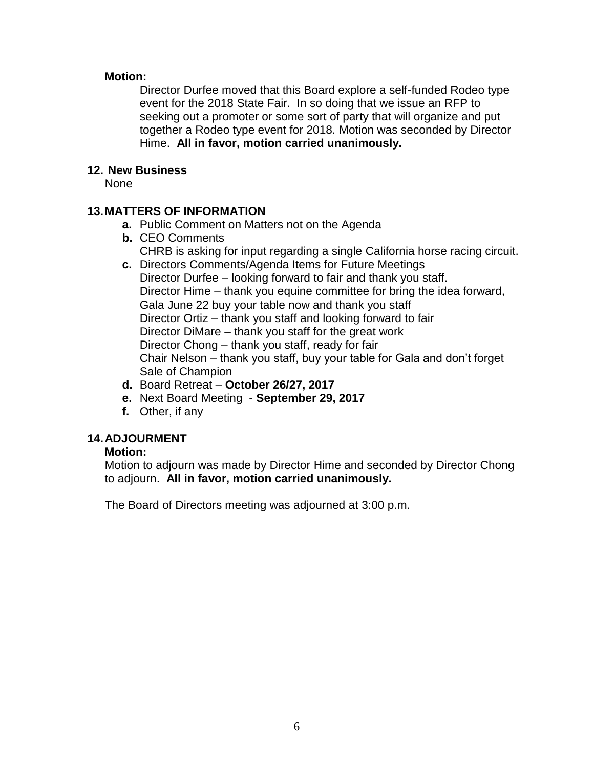**Motion:**

Director Durfee moved that this Board explore a self-funded Rodeo type event for the 2018 State Fair. In so doing that we issue an RFP to seeking out a promoter or some sort of party that will organize and put together a Rodeo type event for 2018. Motion was seconded by Director Hime. **All in favor, motion carried unanimously.**

**12. New Business**

None

**13. MATTERS OF INFORMATION**

- **a.** Public Comment on Matters not on the Agenda
- **b.** CEO Comments
  CHRB is asking for input regarding a single California horse racing circuit.
- **c.** Directors Comments/Agenda Items for Future Meetings
  Director Durfee – looking forward to fair and thank you staff.
  Director Hime – thank you equine committee for bring the idea forward, Gala June 22 buy your table now and thank you staff
  Director Ortiz – thank you staff and looking forward to fair
  Director DiMare – thank you staff for the great work
  Director Chong – thank you staff, ready for fair
  Chair Nelson – thank you staff, buy your table for Gala and don't forget Sale of Champion
- **d.** Board Retreat – **October 26/27, 2017**
- **e.** Next Board Meeting - **September 29, 2017**
- **f.** Other, if any

**14. ADJOURMENT**

**Motion:**

Motion to adjourn was made by Director Hime and seconded by Director Chong to adjourn. **All in favor, motion carried unanimously.**

The Board of Directors meeting was adjourned at 3:00 p.m.